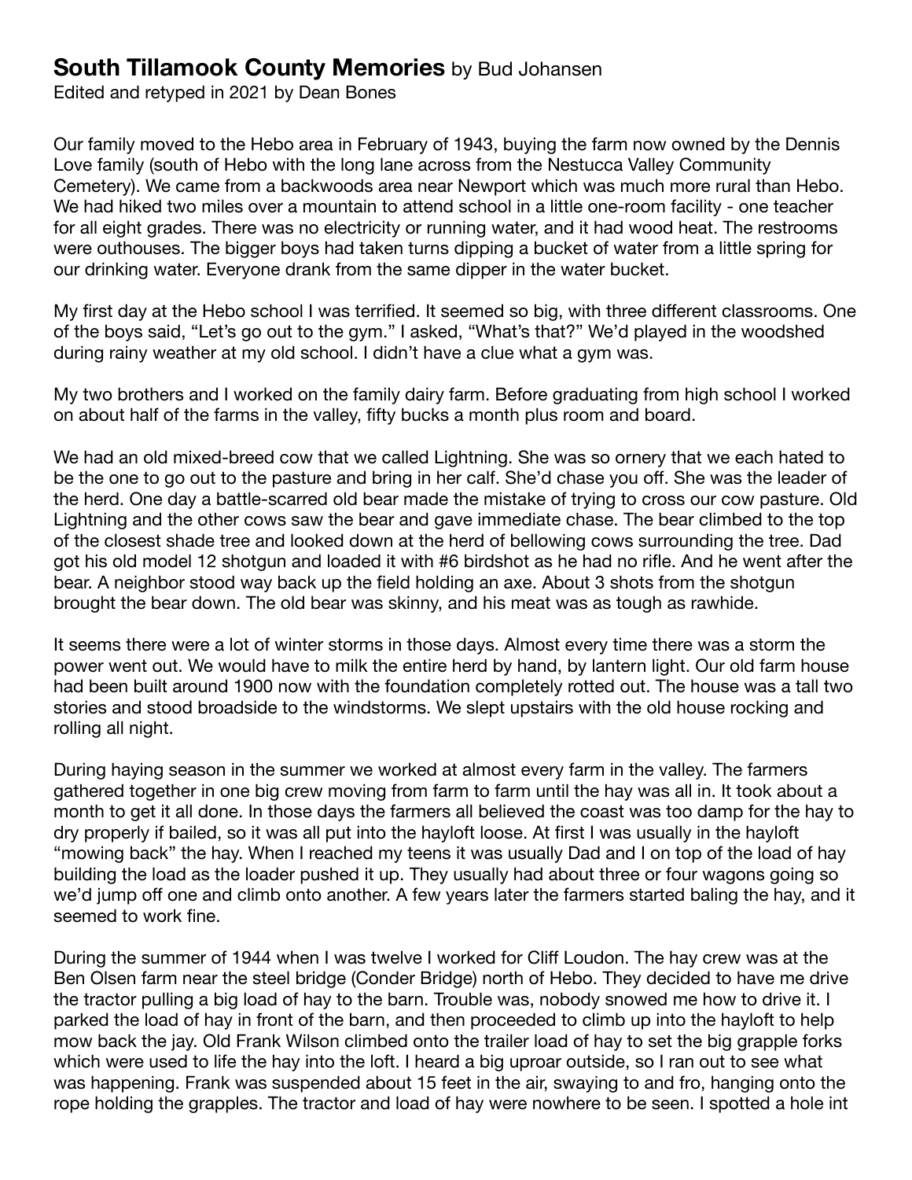# **South Tillamook County Memories** by Bud Johansen

Edited and retyped in 2021 by Dean Bones

Our family moved to the Hebo area in February of 1943, buying the farm now owned by the Dennis Love family (south of Hebo with the long lane across from the Nestucca Valley Community Cemetery). We came from a backwoods area near Newport which was much more rural than Hebo. We had hiked two miles over a mountain to attend school in a little one-room facility - one teacher for all eight grades. There was no electricity or running water, and it had wood heat. The restrooms were outhouses. The bigger boys had taken turns dipping a bucket of water from a little spring for our drinking water. Everyone drank from the same dipper in the water bucket.

My first day at the Hebo school I was terrified. It seemed so big, with three different classrooms. One of the boys said, "Let's go out to the gym." I asked, "What's that?" We'd played in the woodshed during rainy weather at my old school. I didn't have a clue what a gym was.

My two brothers and I worked on the family dairy farm. Before graduating from high school I worked on about half of the farms in the valley, fifty bucks a month plus room and board.

We had an old mixed-breed cow that we called Lightning. She was so ornery that we each hated to be the one to go out to the pasture and bring in her calf. She'd chase you off. She was the leader of the herd. One day a battle-scarred old bear made the mistake of trying to cross our cow pasture. Old Lightning and the other cows saw the bear and gave immediate chase. The bear climbed to the top of the closest shade tree and looked down at the herd of bellowing cows surrounding the tree. Dad got his old model 12 shotgun and loaded it with #6 birdshot as he had no rifle. And he went after the bear. A neighbor stood way back up the field holding an axe. About 3 shots from the shotgun brought the bear down. The old bear was skinny, and his meat was as tough as rawhide.

It seems there were a lot of winter storms in those days. Almost every time there was a storm the power went out. We would have to milk the entire herd by hand, by lantern light. Our old farm house had been built around 1900 now with the foundation completely rotted out. The house was a tall two stories and stood broadside to the windstorms. We slept upstairs with the old house rocking and rolling all night.

During haying season in the summer we worked at almost every farm in the valley. The farmers gathered together in one big crew moving from farm to farm until the hay was all in. It took about a month to get it all done. In those days the farmers all believed the coast was too damp for the hay to dry properly if bailed, so it was all put into the hayloft loose. At first I was usually in the hayloft "mowing back" the hay. When I reached my teens it was usually Dad and I on top of the load of hay building the load as the loader pushed it up. They usually had about three or four wagons going so we'd jump off one and climb onto another. A few years later the farmers started baling the hay, and it seemed to work fine.

During the summer of 1944 when I was twelve I worked for Cliff Loudon. The hay crew was at the Ben Olsen farm near the steel bridge (Conder Bridge) north of Hebo. They decided to have me drive the tractor pulling a big load of hay to the barn. Trouble was, nobody snowed me how to drive it. I parked the load of hay in front of the barn, and then proceeded to climb up into the hayloft to help mow back the jay. Old Frank Wilson climbed onto the trailer load of hay to set the big grapple forks which were used to life the hay into the loft. I heard a big uproar outside, so I ran out to see what was happening. Frank was suspended about 15 feet in the air, swaying to and fro, hanging onto the rope holding the grapples. The tractor and load of hay were nowhere to be seen. I spotted a hole int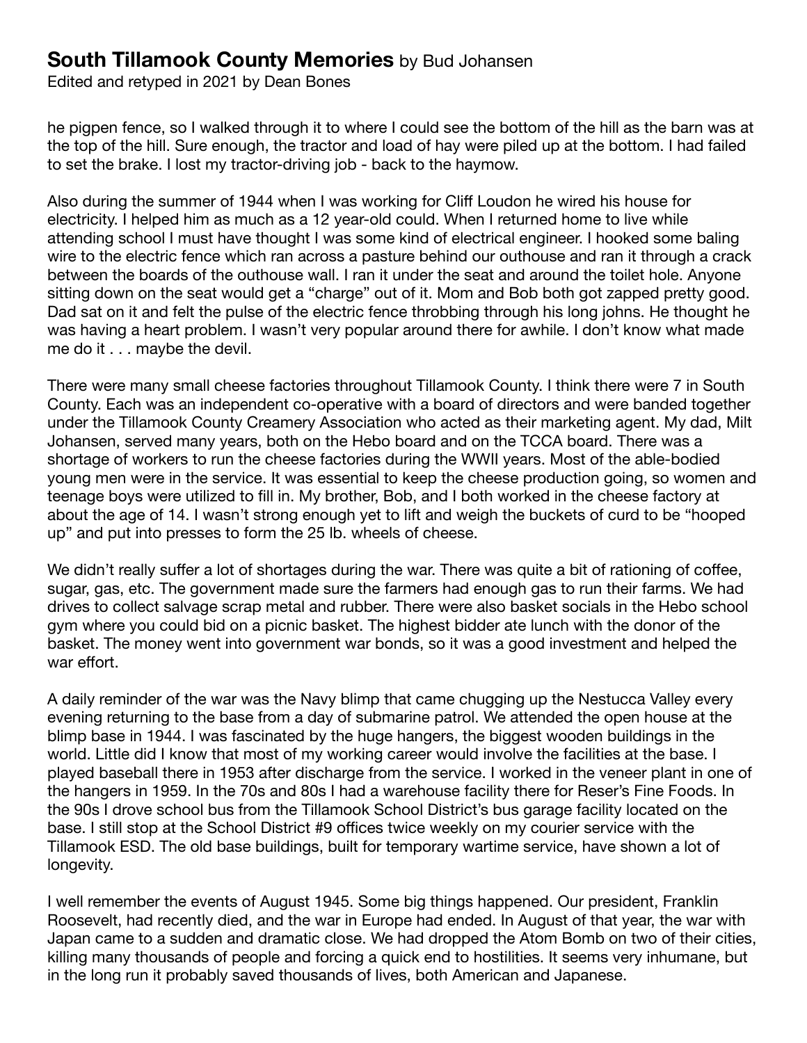he pigpen fence, so I walked through it to where I could see the bottom of the hill as the barn was at the top of the hill. Sure enough, the tractor and load of hay were piled up at the bottom. I had failed to set the brake. I lost my tractor-driving job - back to the haymow.

Also during the summer of 1944 when I was working for Cliff Loudon he wired his house for electricity. I helped him as much as a 12 year-old could. When I returned home to live while attending school I must have thought I was some kind of electrical engineer. I hooked some baling wire to the electric fence which ran across a pasture behind our outhouse and ran it through a crack between the boards of the outhouse wall. I ran it under the seat and around the toilet hole. Anyone sitting down on the seat would get a "charge" out of it. Mom and Bob both got zapped pretty good. Dad sat on it and felt the pulse of the electric fence throbbing through his long johns. He thought he was having a heart problem. I wasn't very popular around there for awhile. I don't know what made me do it . . . maybe the devil.

There were many small cheese factories throughout Tillamook County. I think there were 7 in South County. Each was an independent co-operative with a board of directors and were banded together under the Tillamook County Creamery Association who acted as their marketing agent. My dad, Milt Johansen, served many years, both on the Hebo board and on the TCCA board. There was a shortage of workers to run the cheese factories during the WWII years. Most of the able-bodied young men were in the service. It was essential to keep the cheese production going, so women and teenage boys were utilized to fill in. My brother, Bob, and I both worked in the cheese factory at about the age of 14. I wasn't strong enough yet to lift and weigh the buckets of curd to be "hooped up" and put into presses to form the 25 lb. wheels of cheese.

We didn't really suffer a lot of shortages during the war. There was quite a bit of rationing of coffee, sugar, gas, etc. The government made sure the farmers had enough gas to run their farms. We had drives to collect salvage scrap metal and rubber. There were also basket socials in the Hebo school gym where you could bid on a picnic basket. The highest bidder ate lunch with the donor of the basket. The money went into government war bonds, so it was a good investment and helped the war effort.

A daily reminder of the war was the Navy blimp that came chugging up the Nestucca Valley every evening returning to the base from a day of submarine patrol. We attended the open house at the blimp base in 1944. I was fascinated by the huge hangers, the biggest wooden buildings in the world. Little did I know that most of my working career would involve the facilities at the base. I played baseball there in 1953 after discharge from the service. I worked in the veneer plant in one of the hangers in 1959. In the 70s and 80s I had a warehouse facility there for Reser's Fine Foods. In the 90s I drove school bus from the Tillamook School District's bus garage facility located on the base. I still stop at the School District #9 offices twice weekly on my courier service with the Tillamook ESD. The old base buildings, built for temporary wartime service, have shown a lot of longevity.

I well remember the events of August 1945. Some big things happened. Our president, Franklin Roosevelt, had recently died, and the war in Europe had ended. In August of that year, the war with Japan came to a sudden and dramatic close. We had dropped the Atom Bomb on two of their cities, killing many thousands of people and forcing a quick end to hostilities. It seems very inhumane, but in the long run it probably saved thousands of lives, both American and Japanese.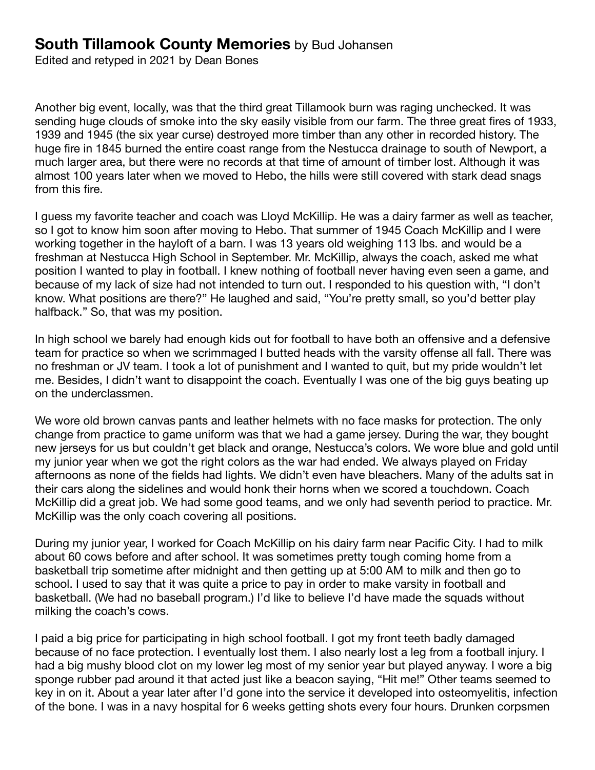**South Tillamook County Memories** by Bud Johansen
Edited and retyped in 2021 by Dean Bones

Another big event, locally, was that the third great Tillamook burn was raging unchecked. It was sending huge clouds of smoke into the sky easily visible from our farm. The three great fires of 1933, 1939 and 1945 (the six year curse) destroyed more timber than any other in recorded history. The huge fire in 1845 burned the entire coast range from the Nestucca drainage to south of Newport, a much larger area, but there were no records at that time of amount of timber lost. Although it was almost 100 years later when we moved to Hebo, the hills were still covered with stark dead snags from this fire.

I guess my favorite teacher and coach was Lloyd McKillip. He was a dairy farmer as well as teacher, so I got to know him soon after moving to Hebo. That summer of 1945 Coach McKillip and I were working together in the hayloft of a barn. I was 13 years old weighing 113 lbs. and would be a freshman at Nestucca High School in September. Mr. McKillip, always the coach, asked me what position I wanted to play in football. I knew nothing of football never having even seen a game, and because of my lack of size had not intended to turn out. I responded to his question with, "I don't know. What positions are there?" He laughed and said, "You're pretty small, so you'd better play halfback." So, that was my position.

In high school we barely had enough kids out for football to have both an offensive and a defensive team for practice so when we scrimmaged I butted heads with the varsity offense all fall. There was no freshman or JV team. I took a lot of punishment and I wanted to quit, but my pride wouldn't let me. Besides, I didn't want to disappoint the coach. Eventually I was one of the big guys beating up on the underclassmen.

We wore old brown canvas pants and leather helmets with no face masks for protection. The only change from practice to game uniform was that we had a game jersey. During the war, they bought new jerseys for us but couldn't get black and orange, Nestucca's colors. We wore blue and gold until my junior year when we got the right colors as the war had ended. We always played on Friday afternoons as none of the fields had lights. We didn't even have bleachers. Many of the adults sat in their cars along the sidelines and would honk their horns when we scored a touchdown. Coach McKillip did a great job. We had some good teams, and we only had seventh period to practice. Mr. McKillip was the only coach covering all positions.

During my junior year, I worked for Coach McKillip on his dairy farm near Pacific City. I had to milk about 60 cows before and after school. It was sometimes pretty tough coming home from a basketball trip sometime after midnight and then getting up at 5:00 AM to milk and then go to school. I used to say that it was quite a price to pay in order to make varsity in football and basketball. (We had no baseball program.) I'd like to believe I'd have made the squads without milking the coach's cows.

I paid a big price for participating in high school football. I got my front teeth badly damaged because of no face protection. I eventually lost them. I also nearly lost a leg from a football injury. I had a big mushy blood clot on my lower leg most of my senior year but played anyway. I wore a big sponge rubber pad around it that acted just like a beacon saying, "Hit me!" Other teams seemed to key in on it. About a year later after I'd gone into the service it developed into osteomyelitis, infection of the bone. I was in a navy hospital for 6 weeks getting shots every four hours. Drunken corpsmen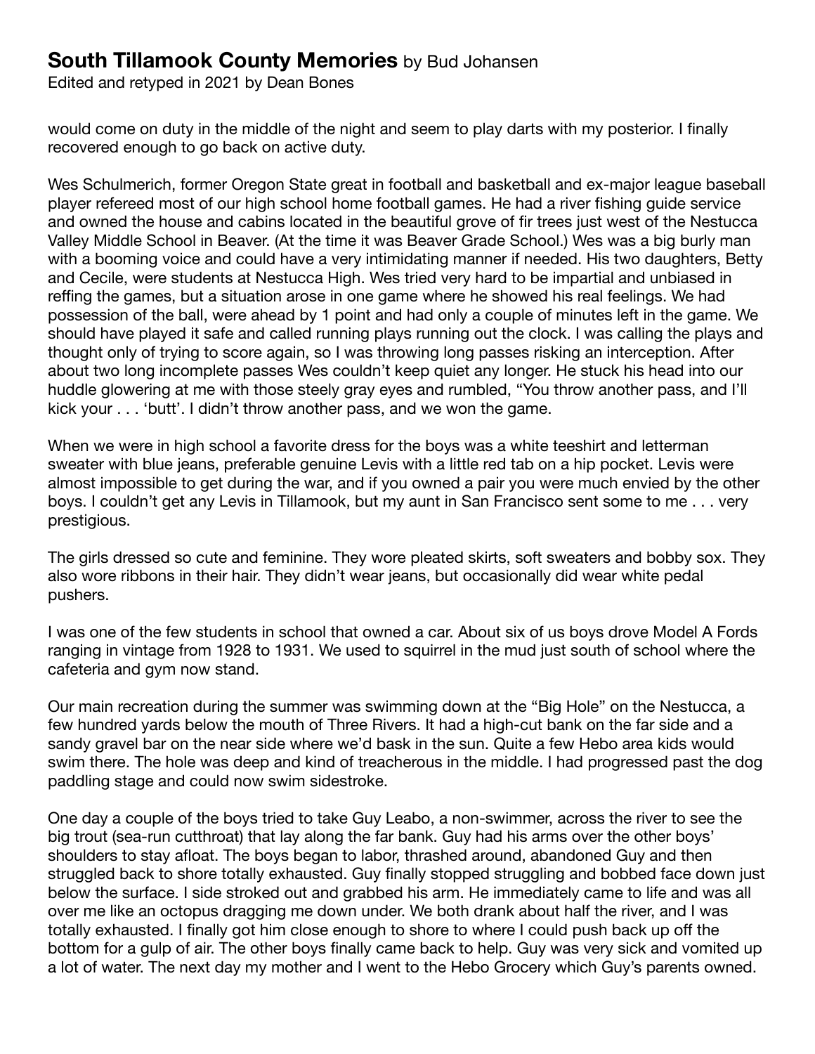would come on duty in the middle of the night and seem to play darts with my posterior. I finally recovered enough to go back on active duty.

Wes Schulmerich, former Oregon State great in football and basketball and ex-major league baseball player refereed most of our high school home football games. He had a river fishing guide service and owned the house and cabins located in the beautiful grove of fir trees just west of the Nestucca Valley Middle School in Beaver. (At the time it was Beaver Grade School.) Wes was a big burly man with a booming voice and could have a very intimidating manner if needed. His two daughters, Betty and Cecile, were students at Nestucca High. Wes tried very hard to be impartial and unbiased in reffing the games, but a situation arose in one game where he showed his real feelings. We had possession of the ball, were ahead by 1 point and had only a couple of minutes left in the game. We should have played it safe and called running plays running out the clock. I was calling the plays and thought only of trying to score again, so I was throwing long passes risking an interception. After about two long incomplete passes Wes couldn't keep quiet any longer. He stuck his head into our huddle glowering at me with those steely gray eyes and rumbled, "You throw another pass, and I'll kick your . . . 'butt'. I didn't throw another pass, and we won the game.

When we were in high school a favorite dress for the boys was a white teeshirt and letterman sweater with blue jeans, preferable genuine Levis with a little red tab on a hip pocket. Levis were almost impossible to get during the war, and if you owned a pair you were much envied by the other boys. I couldn't get any Levis in Tillamook, but my aunt in San Francisco sent some to me . . . very prestigious.

The girls dressed so cute and feminine. They wore pleated skirts, soft sweaters and bobby sox. They also wore ribbons in their hair. They didn't wear jeans, but occasionally did wear white pedal pushers.

I was one of the few students in school that owned a car. About six of us boys drove Model A Fords ranging in vintage from 1928 to 1931. We used to squirrel in the mud just south of school where the cafeteria and gym now stand.

Our main recreation during the summer was swimming down at the "Big Hole" on the Nestucca, a few hundred yards below the mouth of Three Rivers. It had a high-cut bank on the far side and a sandy gravel bar on the near side where we'd bask in the sun. Quite a few Hebo area kids would swim there. The hole was deep and kind of treacherous in the middle. I had progressed past the dog paddling stage and could now swim sidestroke.

One day a couple of the boys tried to take Guy Leabo, a non-swimmer, across the river to see the big trout (sea-run cutthroat) that lay along the far bank. Guy had his arms over the other boys' shoulders to stay afloat. The boys began to labor, thrashed around, abandoned Guy and then struggled back to shore totally exhausted. Guy finally stopped struggling and bobbed face down just below the surface. I side stroked out and grabbed his arm. He immediately came to life and was all over me like an octopus dragging me down under. We both drank about half the river, and I was totally exhausted. I finally got him close enough to shore to where I could push back up off the bottom for a gulp of air. The other boys finally came back to help. Guy was very sick and vomited up a lot of water. The next day my mother and I went to the Hebo Grocery which Guy's parents owned.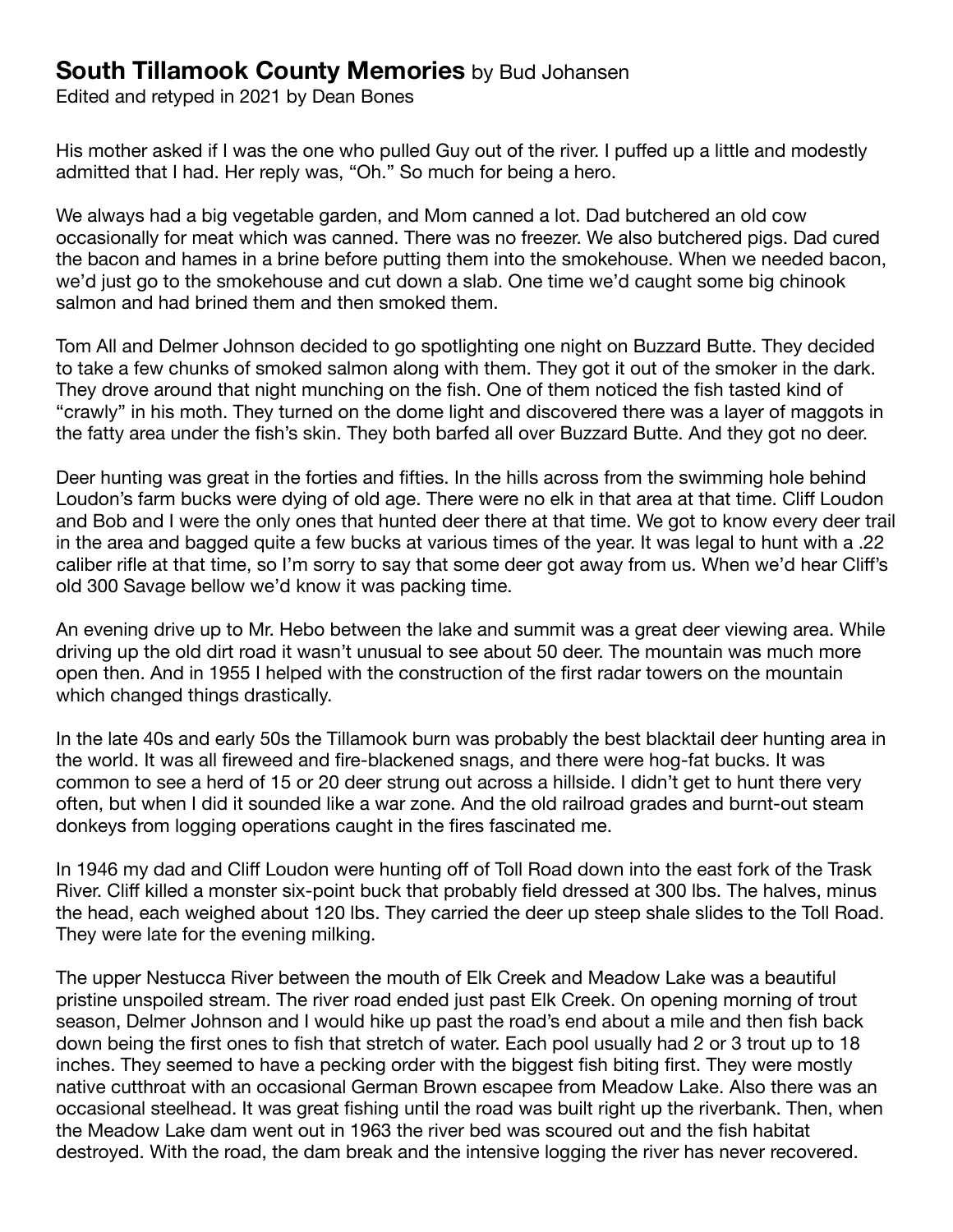# **South Tillamook County Memories** by Bud Johansen

Edited and retyped in 2021 by Dean Bones

His mother asked if I was the one who pulled Guy out of the river. I puffed up a little and modestly admitted that I had. Her reply was, "Oh." So much for being a hero.

We always had a big vegetable garden, and Mom canned a lot. Dad butchered an old cow occasionally for meat which was canned. There was no freezer. We also butchered pigs. Dad cured the bacon and hames in a brine before putting them into the smokehouse. When we needed bacon, we'd just go to the smokehouse and cut down a slab. One time we'd caught some big chinook salmon and had brined them and then smoked them.

Tom All and Delmer Johnson decided to go spotlighting one night on Buzzard Butte. They decided to take a few chunks of smoked salmon along with them. They got it out of the smoker in the dark. They drove around that night munching on the fish. One of them noticed the fish tasted kind of "crawly" in his moth. They turned on the dome light and discovered there was a layer of maggots in the fatty area under the fish's skin. They both barfed all over Buzzard Butte. And they got no deer.

Deer hunting was great in the forties and fifties. In the hills across from the swimming hole behind Loudon's farm bucks were dying of old age. There were no elk in that area at that time. Cliff Loudon and Bob and I were the only ones that hunted deer there at that time. We got to know every deer trail in the area and bagged quite a few bucks at various times of the year. It was legal to hunt with a .22 caliber rifle at that time, so I'm sorry to say that some deer got away from us. When we'd hear Cliff's old 300 Savage bellow we'd know it was packing time.

An evening drive up to Mr. Hebo between the lake and summit was a great deer viewing area. While driving up the old dirt road it wasn't unusual to see about 50 deer. The mountain was much more open then. And in 1955 I helped with the construction of the first radar towers on the mountain which changed things drastically.

In the late 40s and early 50s the Tillamook burn was probably the best blacktail deer hunting area in the world. It was all fireweed and fire-blackened snags, and there were hog-fat bucks. It was common to see a herd of 15 or 20 deer strung out across a hillside. I didn't get to hunt there very often, but when I did it sounded like a war zone. And the old railroad grades and burnt-out steam donkeys from logging operations caught in the fires fascinated me.

In 1946 my dad and Cliff Loudon were hunting off of Toll Road down into the east fork of the Trask River. Cliff killed a monster six-point buck that probably field dressed at 300 lbs. The halves, minus the head, each weighed about 120 lbs. They carried the deer up steep shale slides to the Toll Road. They were late for the evening milking.

The upper Nestucca River between the mouth of Elk Creek and Meadow Lake was a beautiful pristine unspoiled stream. The river road ended just past Elk Creek. On opening morning of trout season, Delmer Johnson and I would hike up past the road's end about a mile and then fish back down being the first ones to fish that stretch of water. Each pool usually had 2 or 3 trout up to 18 inches. They seemed to have a pecking order with the biggest fish biting first. They were mostly native cutthroat with an occasional German Brown escapee from Meadow Lake. Also there was an occasional steelhead. It was great fishing until the road was built right up the riverbank. Then, when the Meadow Lake dam went out in 1963 the river bed was scoured out and the fish habitat destroyed. With the road, the dam break and the intensive logging the river has never recovered.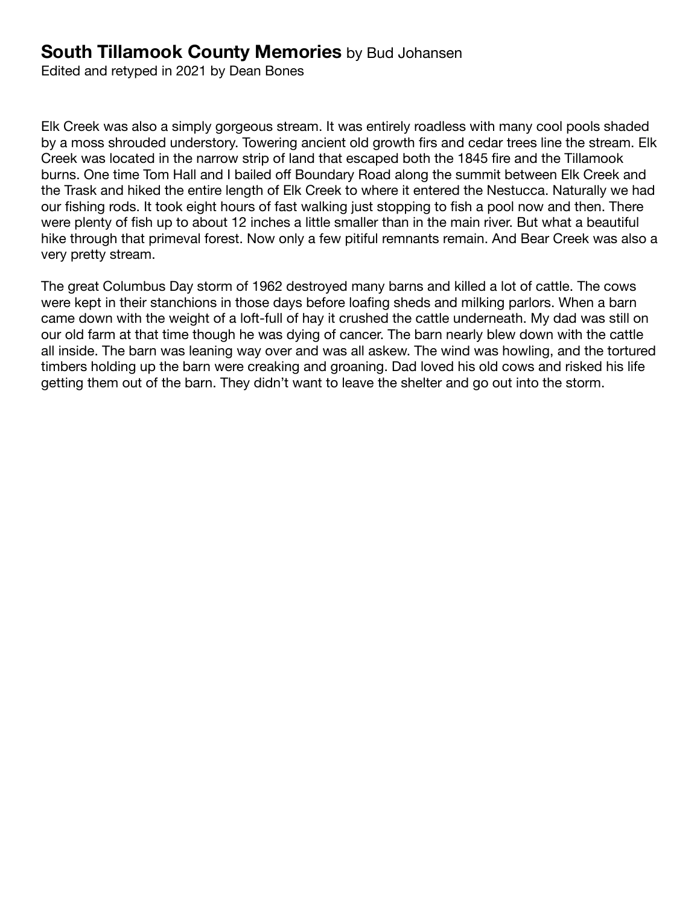Elk Creek was also a simply gorgeous stream. It was entirely roadless with many cool pools shaded by a moss shrouded understory. Towering ancient old growth firs and cedar trees line the stream. Elk Creek was located in the narrow strip of land that escaped both the 1845 fire and the Tillamook burns. One time Tom Hall and I bailed off Boundary Road along the summit between Elk Creek and the Trask and hiked the entire length of Elk Creek to where it entered the Nestucca. Naturally we had our fishing rods. It took eight hours of fast walking just stopping to fish a pool now and then. There were plenty of fish up to about 12 inches a little smaller than in the main river. But what a beautiful hike through that primeval forest. Now only a few pitiful remnants remain. And Bear Creek was also a very pretty stream.

The great Columbus Day storm of 1962 destroyed many barns and killed a lot of cattle. The cows were kept in their stanchions in those days before loafing sheds and milking parlors. When a barn came down with the weight of a loft-full of hay it crushed the cattle underneath. My dad was still on our old farm at that time though he was dying of cancer. The barn nearly blew down with the cattle all inside. The barn was leaning way over and was all askew. The wind was howling, and the tortured timbers holding up the barn were creaking and groaning. Dad loved his old cows and risked his life getting them out of the barn. They didn't want to leave the shelter and go out into the storm.